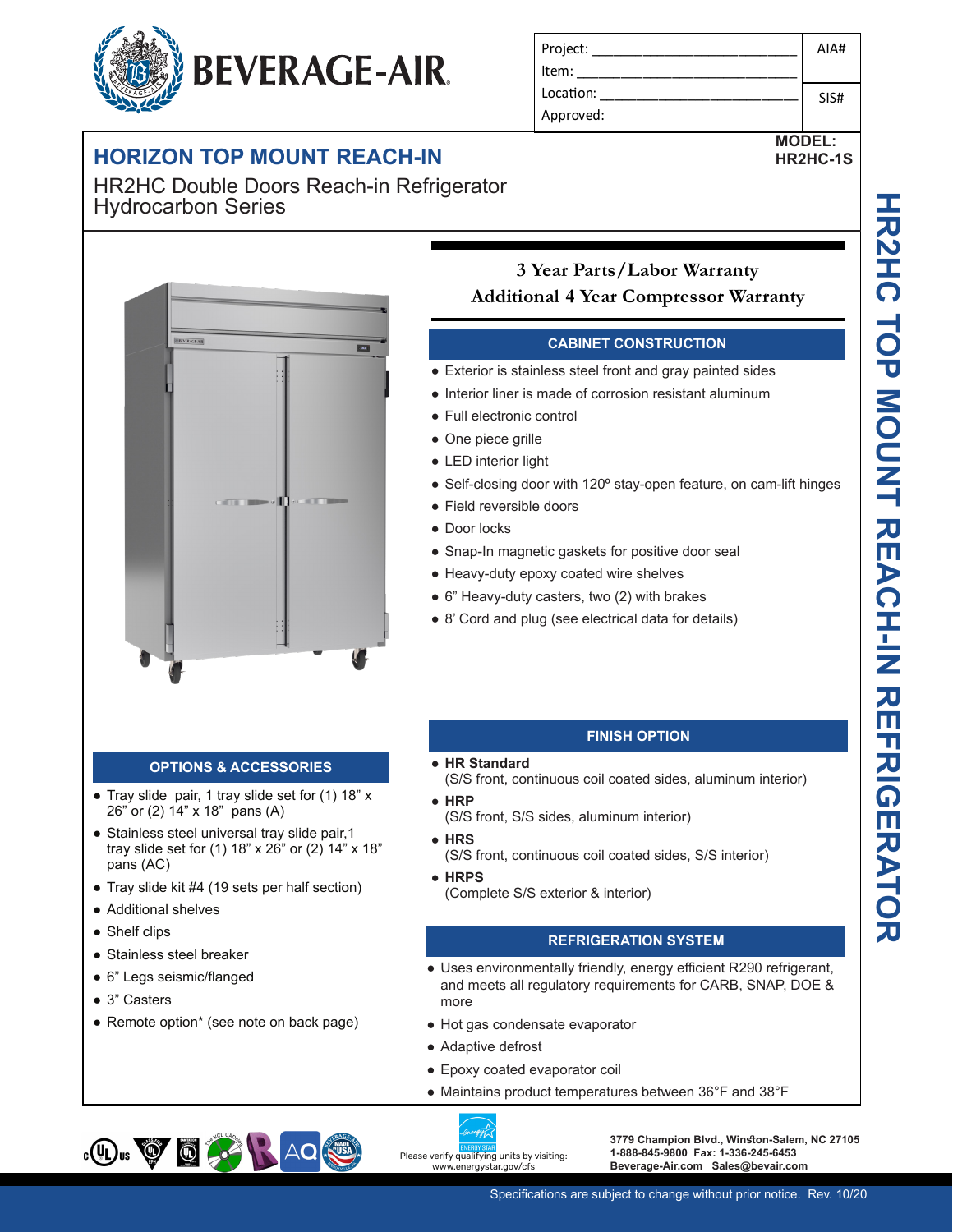**BEVERAGE-AIR**

| Project: | AIA# |
|---|---|
| Item: | |
| Location: | SIS# |
| Approved: | |

**MODEL:**
**HR2HC-1S**

# HORIZON TOP MOUNT REACH-IN

HR2HC Double Doors Reach-in Refrigerator
Hydrocarbon Series

HR2HC TOP MOUNT REACH-IN REFRIGERATOR

**3 Year Parts/Labor Warranty**
**Additional 4 Year Compressor Warranty**

## CABINET CONSTRUCTION

- Exterior is stainless steel front and gray painted sides
- Interior liner is made of corrosion resistant aluminum
- Full electronic control
- One piece grille
- LED interior light
- Self-closing door with 120º stay-open feature, on cam-lift hinges
- Field reversible doors
- Door locks
- Snap-In magnetic gaskets for positive door seal
- Heavy-duty epoxy coated wire shelves
- 6" Heavy-duty casters, two (2) with brakes
- 8' Cord and plug (see electrical data for details)

## OPTIONS & ACCESSORIES

- Tray slide pair, 1 tray slide set for (1) 18" x 26" or (2) 14" x 18" pans (A)
- Stainless steel universal tray slide pair,1 tray slide set for (1) 18" x 26" or (2) 14" x 18" pans (AC)
- Tray slide kit #4 (19 sets per half section)
- Additional shelves
- Shelf clips
- Stainless steel breaker
- 6" Legs seismic/flanged
- 3" Casters
- Remote option* (see note on back page)

## FINISH OPTION

- **HR Standard**
  (S/S front, continuous coil coated sides, aluminum interior)
- **HRP**
  (S/S front, S/S sides, aluminum interior)
- **HRS**
  (S/S front, continuous coil coated sides, S/S interior)
- **HRPS**
  (Complete S/S exterior & interior)

## REFRIGERATION SYSTEM

- Uses environmentally friendly, energy efficient R290 refrigerant, and meets all regulatory requirements for CARB, SNAP, DOE & more
- Hot gas condensate evaporator
- Adaptive defrost
- Epoxy coated evaporator coil
- Maintains product temperatures between 36°F and 38°F

Please verify qualifying units by visiting:
www.energystar.gov/cfs

**3779 Champion Blvd., Winston-Salem, NC 27105**
**1-888-845-9800 Fax: 1-336-245-6453**
**Beverage-Air.com Sales@bevair.com**

Specifications are subject to change without prior notice. Rev. 10/20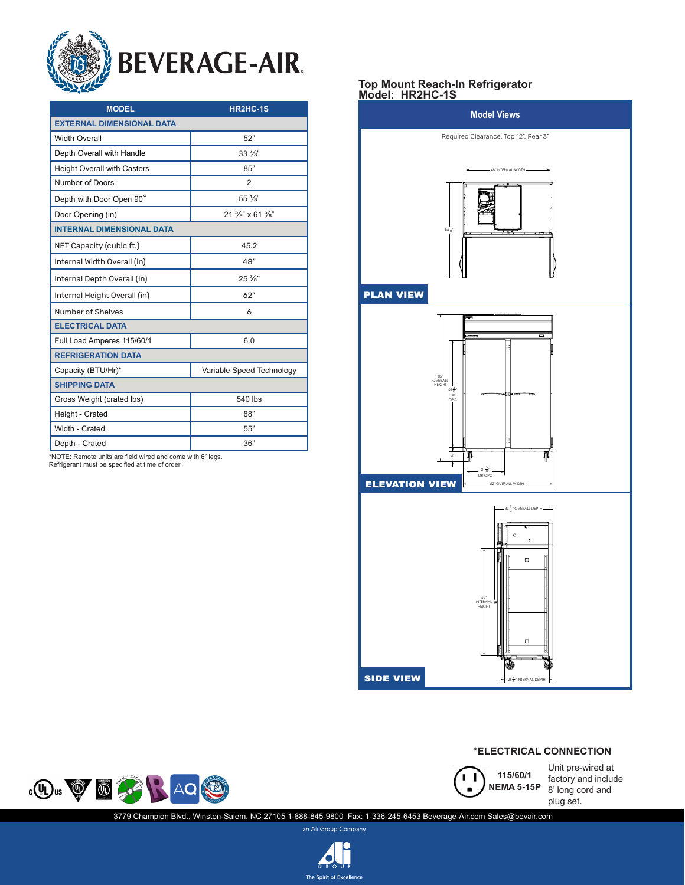# BEVERAGE-AIR

| MODEL | HR2HC-1S |
|---|---|
| **EXTERNAL DIMENSIONAL DATA** | |
| Width Overall | 52" |
| Depth Overall with Handle | 33 ⅞" |
| Height Overall with Casters | 85" |
| Number of Doors | 2 |
| Depth with Door Open 90° | 55 ⅛" |
| Door Opening (in) | 21 ⅝" x 61 ⅝" |
| **INTERNAL DIMENSIONAL DATA** | |
| NET Capacity (cubic ft.) | 45.2 |
| Internal Width Overall (in) | 48" |
| Internal Depth Overall (in) | 25 ⅞" |
| Internal Height Overall (in) | 62" |
| Number of Shelves | 6 |
| **ELECTRICAL DATA** | |
| Full Load Amperes 115/60/1 | 6.0 |
| **REFRIGERATION DATA** | |
| Capacity (BTU/Hr)* | Variable Speed Technology |
| **SHIPPING DATA** | |
| Gross Weight (crated lbs) | 540 lbs |
| Height - Crated | 88" |
| Width - Crated | 55" |
| Depth - Crated | 36" |

*NOTE: Remote units are field wired and come with 6" legs.
Refrigerant must be specified at time of order.

## Top Mount Reach-In Refrigerator
## Model: HR2HC-1S

### Model Views

Required Clearance: Top 12", Rear 3"

**PLAN VIEW**

48" INTERNAL WIDTH

55 ⅛

**ELEVATION VIEW**

85" OVERALL HEIGHT

61 ⅝" DR OPG

6"

21 ⅝" DR OPG

52" OVERALL WIDTH

**SIDE VIEW**

33 ⅞" OVERALL DEPTH

62" INTERNAL HEIGHT

25 ⅞" INTERNAL DEPTH

### *ELECTRICAL CONNECTION

**115/60/1**
**NEMA 5-15P**

Unit pre-wired at factory and include 8' long cord and plug set.

3779 Champion Blvd., Winston-Salem, NC 27105 1-888-845-9800 Fax: 1-336-245-6453 Beverage-Air.com Sales@bevair.com

an Ali Group Company

The Spirit of Excellence